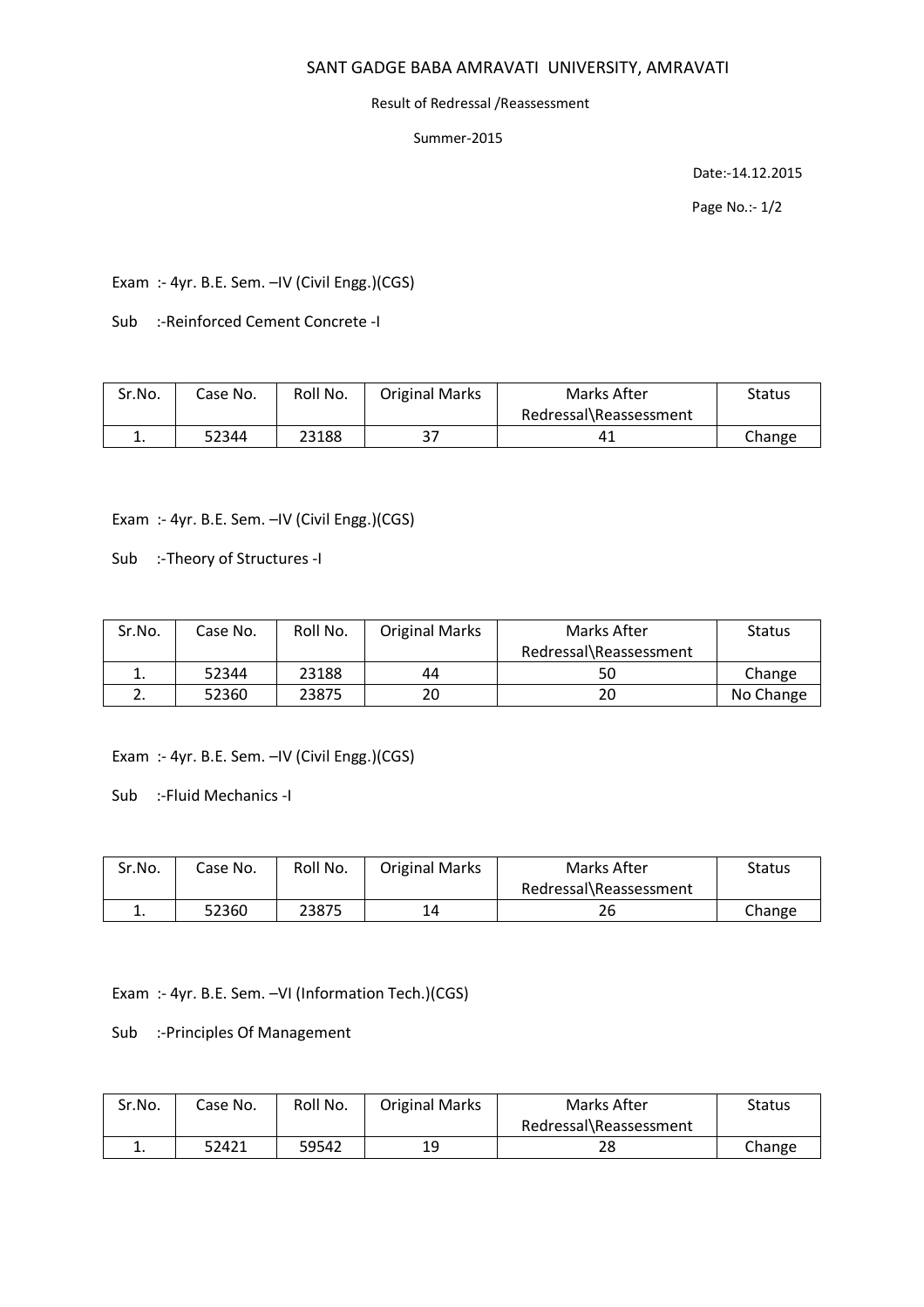# SANT GADGE BABA AMRAVATI UNIVERSITY, AMRAVATI

Result of Redressal /Reassessment

Summer-2015

Date:-14.12.2015

Exam :- 4yr. B.E. Sem. –IV (Civil Engg.)(CGS)

Sub :-Reinforced Cement Concrete -I

| Sr.No. | Case No. | Roll No. | Original Marks | Marks After Redressal\Reassessment | Status |
|---|---|---|---|---|---|
| 1. | 52344 | 23188 | 37 | 41 | Change |

Exam :- 4yr. B.E. Sem. –IV (Civil Engg.)(CGS)

Sub :-Theory of Structures -I

| Sr.No. | Case No. | Roll No. | Original Marks | Marks After Redressal\Reassessment | Status |
|---|---|---|---|---|---|
| 1. | 52344 | 23188 | 44 | 50 | Change |
| 2. | 52360 | 23875 | 20 | 20 | No Change |

Exam :- 4yr. B.E. Sem. –IV (Civil Engg.)(CGS)

Sub :-Fluid Mechanics -I

| Sr.No. | Case No. | Roll No. | Original Marks | Marks After Redressal\Reassessment | Status |
|---|---|---|---|---|---|
| 1. | 52360 | 23875 | 14 | 26 | Change |

Exam :- 4yr. B.E. Sem. –VI (Information Tech.)(CGS)

Sub :-Principles Of Management

| Sr.No. | Case No. | Roll No. | Original Marks | Marks After Redressal\Reassessment | Status |
|---|---|---|---|---|---|
| 1. | 52421 | 59542 | 19 | 28 | Change |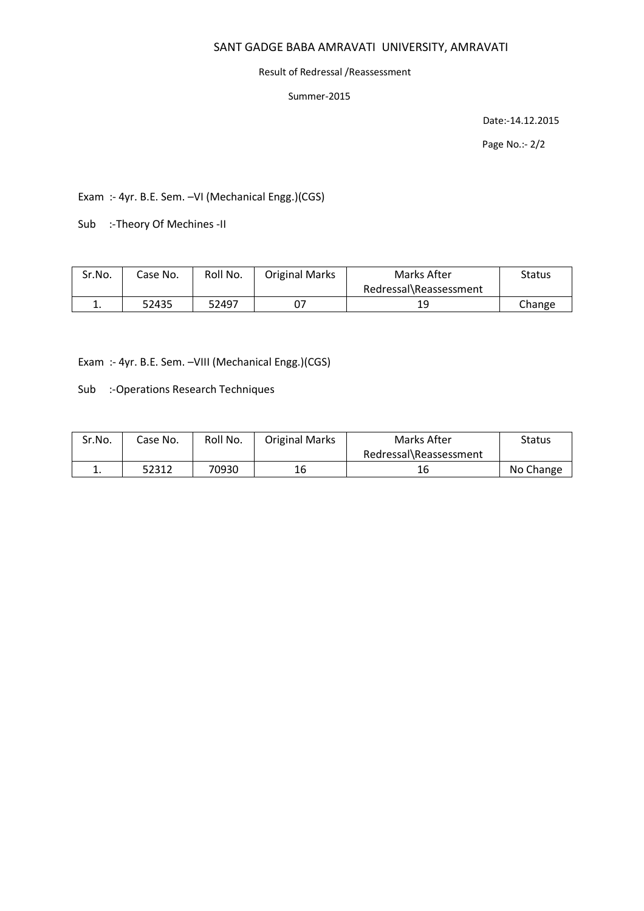# SANT GADGE BABA AMRAVATI UNIVERSITY, AMRAVATI

Result of Redressal /Reassessment

Summer-2015

Date:-14.12.2015

Exam :- 4yr. B.E. Sem. –VI (Mechanical Engg.)(CGS)

Sub :-Theory Of Mechines -II

| Sr.No. | Case No. | Roll No. | Original Marks | Marks After Redressal\Reassessment | Status |
|---|---|---|---|---|---|
| 1. | 52435 | 52497 | 07 | 19 | Change |

Exam :- 4yr. B.E. Sem. –VIII (Mechanical Engg.)(CGS)

Sub :-Operations Research Techniques

| Sr.No. | Case No. | Roll No. | Original Marks | Marks After Redressal\Reassessment | Status |
|---|---|---|---|---|---|
| 1. | 52312 | 70930 | 16 | 16 | No Change |